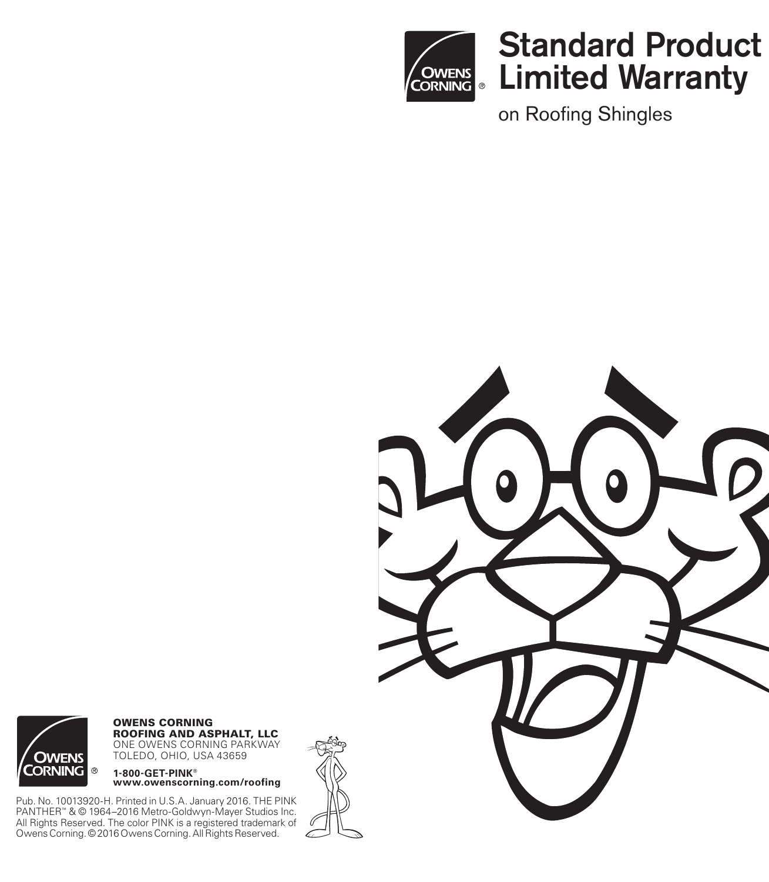# Standard Product Limited Warranty

on Roofing Shingles

**OWENS CORNING**
**ROOFING AND ASPHALT, LLC**
ONE OWENS CORNING PARKWAY
TOLEDO, OHIO, USA 43659

**1-800-GET-PINK®**
**www.owenscorning.com/roofing**

Pub. No. 10013920-H. Printed in U.S.A. January 2016. THE PINK PANTHER™ & © 1964–2016 Metro-Goldwyn-Mayer Studios Inc. All Rights Reserved. The color PINK is a registered trademark of Owens Corning. © 2016 Owens Corning. All Rights Reserved.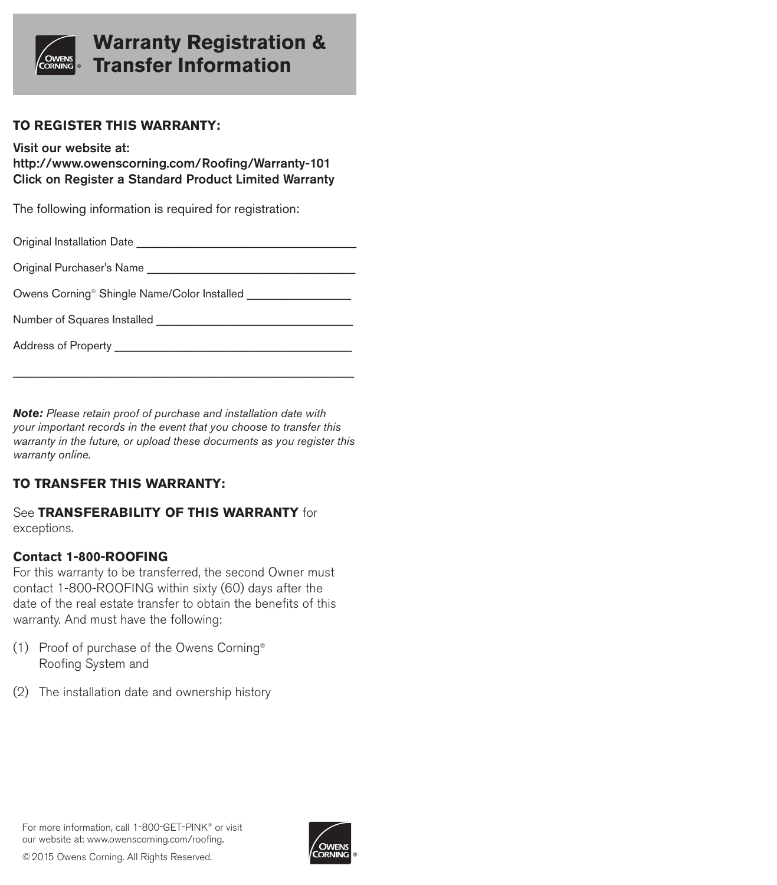# Warranty Registration & Transfer Information

**TO REGISTER THIS WARRANTY:**

Visit our website at:
http://www.owenscorning.com/Roofing/Warranty-101
Click on Register a Standard Product Limited Warranty

The following information is required for registration:

Original Installation Date ___________________________________

Original Purchaser's Name ________________________________

Owens Corning® Shingle Name/Color Installed ________________

Number of Squares Installed ______________________________

Address of Property ____________________________________

______________________________________________________

***Note:*** *Please retain proof of purchase and installation date with your important records in the event that you choose to transfer this warranty in the future, or upload these documents as you register this warranty online.*

**TO TRANSFER THIS WARRANTY:**

See **TRANSFERABILITY OF THIS WARRANTY** for exceptions.

**Contact 1-800-ROOFING**
For this warranty to be transferred, the second Owner must contact 1-800-ROOFING within sixty (60) days after the date of the real estate transfer to obtain the benefits of this warranty. And must have the following:

(1) Proof of purchase of the Owens Corning® Roofing System and

(2) The installation date and ownership history

For more information, call 1-800-GET-PINK® or visit our website at: www.owenscorning.com/roofing.

© 2015 Owens Corning. All Rights Reserved.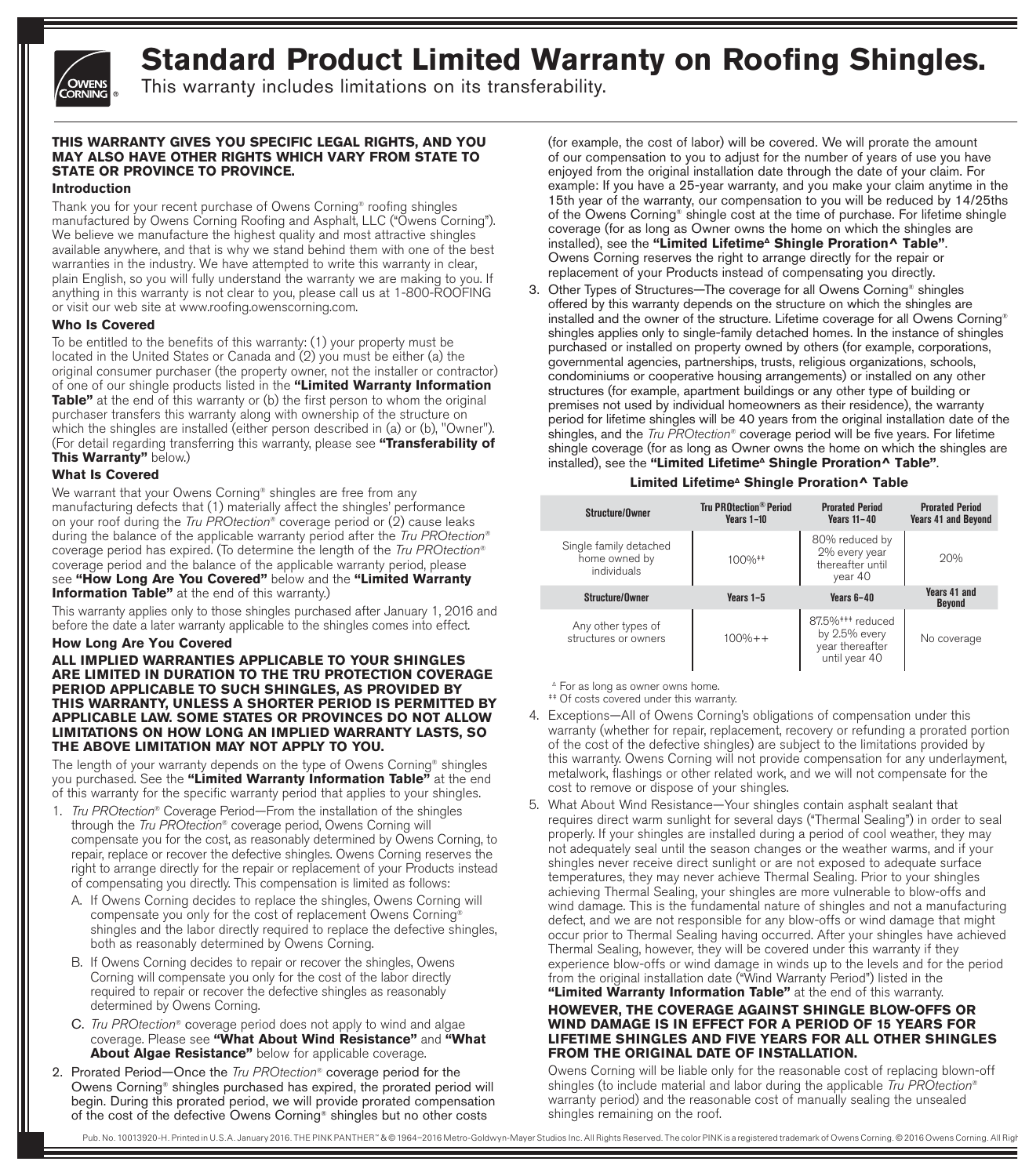# Standard Product Limited Warranty on Roofing Shingles.

This warranty includes limitations on its transferability.

**THIS WARRANTY GIVES YOU SPECIFIC LEGAL RIGHTS, AND YOU MAY ALSO HAVE OTHER RIGHTS WHICH VARY FROM STATE TO STATE OR PROVINCE TO PROVINCE.**

### Introduction

Thank you for your recent purchase of Owens Corning® roofing shingles manufactured by Owens Corning Roofing and Asphalt, LLC ("Owens Corning"). We believe we manufacture the highest quality and most attractive shingles available anywhere, and that is why we stand behind them with one of the best warranties in the industry. We have attempted to write this warranty in clear, plain English, so you will fully understand the warranty we are making to you. If anything in this warranty is not clear to you, please call us at 1-800-ROOFING or visit our web site at www.roofing.owenscorning.com.

### Who Is Covered

To be entitled to the benefits of this warranty: (1) your property must be located in the United States or Canada and (2) you must be either (a) the original consumer purchaser (the property owner, not the installer or contractor) of one of our shingle products listed in the **"Limited Warranty Information Table"** at the end of this warranty or (b) the first person to whom the original purchaser transfers this warranty along with ownership of the structure on which the shingles are installed (either person described in (a) or (b), "Owner"). (For detail regarding transferring this warranty, please see **"Transferability of This Warranty"** below.)

### What Is Covered

We warrant that your Owens Corning® shingles are free from any manufacturing defects that (1) materially affect the shingles' performance on your roof during the *Tru PROtection®* coverage period or (2) cause leaks during the balance of the applicable warranty period after the *Tru PROtection®* coverage period has expired. (To determine the length of the *Tru PROtection®* coverage period and the balance of the applicable warranty period, please see **"How Long Are You Covered"** below and the **"Limited Warranty Information Table"** at the end of this warranty.)

This warranty applies only to those shingles purchased after January 1, 2016 and before the date a later warranty applicable to the shingles comes into effect.

### How Long Are You Covered

**ALL IMPLIED WARRANTIES APPLICABLE TO YOUR SHINGLES ARE LIMITED IN DURATION TO THE TRU PROTECTION COVERAGE PERIOD APPLICABLE TO SUCH SHINGLES, AS PROVIDED BY THIS WARRANTY, UNLESS A SHORTER PERIOD IS PERMITTED BY APPLICABLE LAW. SOME STATES OR PROVINCES DO NOT ALLOW LIMITATIONS ON HOW LONG AN IMPLIED WARRANTY LASTS, SO THE ABOVE LIMITATION MAY NOT APPLY TO YOU.**

The length of your warranty depends on the type of Owens Corning® shingles you purchased. See the **"Limited Warranty Information Table"** at the end of this warranty for the specific warranty period that applies to your shingles.

1. *Tru PROtection®* Coverage Period—From the installation of the shingles through the *Tru PROtection®* coverage period, Owens Corning will compensate you for the cost, as reasonably determined by Owens Corning, to repair, replace or recover the defective shingles. Owens Corning reserves the right to arrange directly for the repair or replacement of your Products instead of compensating you directly. This compensation is limited as follows:
   A. If Owens Corning decides to replace the shingles, Owens Corning will compensate you only for the cost of replacement Owens Corning® shingles and the labor directly required to replace the defective shingles, both as reasonably determined by Owens Corning.
   B. If Owens Corning decides to repair or recover the shingles, Owens Corning will compensate you only for the cost of the labor directly required to repair or recover the defective shingles as reasonably determined by Owens Corning.
   C. *Tru PROtection®* coverage period does not apply to wind and algae coverage. Please see **"What About Wind Resistance"** and **"What About Algae Resistance"** below for applicable coverage.
2. Prorated Period—Once the *Tru PROtection®* coverage period for the Owens Corning® shingles purchased has expired, the prorated period will begin. During this prorated period, we will provide prorated compensation of the cost of the defective Owens Corning® shingles but no other costs (for example, the cost of labor) will be covered. We will prorate the amount of our compensation to you to adjust for the number of years of use you have enjoyed from the original installation date through the date of your claim. For example: If you have a 25-year warranty, and you make your claim anytime in the 15th year of the warranty, our compensation to you will be reduced by 14/25ths of the Owens Corning® shingle cost at the time of purchase. For lifetime shingle coverage (for as long as Owner owns the home on which the shingles are installed), see the **"Limited Lifetime^Δ^ Shingle Proration^ Table"**. Owens Corning reserves the right to arrange directly for the repair or replacement of your Products instead of compensating you directly.
3. Other Types of Structures—The coverage for all Owens Corning® shingles offered by this warranty depends on the structure on which the shingles are installed and the owner of the structure. Lifetime coverage for all Owens Corning® shingles applies only to single-family detached homes. In the instance of shingles purchased or installed on property owned by others (for example, corporations, governmental agencies, partnerships, trusts, religious organizations, schools, condominiums or cooperative housing arrangements) or installed on any other structures (for example, apartment buildings or any other type of building or premises not used by individual homeowners as their residence), the warranty period for lifetime shingles will be 40 years from the original installation date of the shingles, and the *Tru PROtection®* coverage period will be five years. For lifetime shingle coverage (for as long as Owner owns the home on which the shingles are installed), see the **"Limited Lifetime^Δ^ Shingle Proration^ Table"**.

**Limited Lifetime^Δ^ Shingle Proration^ Table**

| Structure/Owner | Tru PROtection® Period Years 1–10 | Prorated Period Years 11–40 | Prorated Period Years 41 and Beyond |
|---|---|---|---|
| Single family detached home owned by individuals | 100%‡‡ | 80% reduced by 2% every year thereafter until year 40 | 20% |
| **Structure/Owner** | **Years 1–5** | **Years 6–40** | **Years 41 and Beyond** |
| Any other types of structures or owners | 100%++ | 87.5%‡‡‡ reduced by 2.5% every year thereafter until year 40 | No coverage |

Δ For as long as owner owns home.
‡‡ Of costs covered under this warranty.

4. Exceptions—All of Owens Corning's obligations of compensation under this warranty (whether for repair, replacement, recovery or refunding a prorated portion of the cost of the defective shingles) are subject to the limitations provided by this warranty. Owens Corning will not provide compensation for any underlayment, metalwork, flashings or other related work, and we will not compensate for the cost to remove or dispose of your shingles.
5. What About Wind Resistance—Your shingles contain asphalt sealant that requires direct warm sunlight for several days ("Thermal Sealing") in order to seal properly. If your shingles are installed during a period of cool weather, they may not adequately seal until the season changes or the weather warms, and if your shingles never receive direct sunlight or are not exposed to adequate surface temperatures, they may never achieve Thermal Sealing. Prior to your shingles achieving Thermal Sealing, your shingles are more vulnerable to blow-offs and wind damage. This is the fundamental nature of shingles and not a manufacturing defect, and we are not responsible for any blow-offs or wind damage that might occur prior to Thermal Sealing having occurred. After your shingles have achieved Thermal Sealing, however, they will be covered under this warranty if they experience blow-offs or wind damage in winds up to the levels and for the period from the original installation date ("Wind Warranty Period") listed in the **"Limited Warranty Information Table"** at the end of this warranty.

   **HOWEVER, THE COVERAGE AGAINST SHINGLE BLOW-OFFS OR WIND DAMAGE IS IN EFFECT FOR A PERIOD OF 15 YEARS FOR LIFETIME SHINGLES AND FIVE YEARS FOR ALL OTHER SHINGLES FROM THE ORIGINAL DATE OF INSTALLATION.**

   Owens Corning will be liable only for the reasonable cost of replacing blown-off shingles (to include material and labor during the applicable *Tru PROtection®* warranty period) and the reasonable cost of manually sealing the unsealed shingles remaining on the roof.

Pub. No. 10013920-H. Printed in U.S.A. January 2016. THE PINK PANTHER™ & © 1964–2016 Metro-Goldwyn-Mayer Studios Inc. All Rights Reserved. The color PINK is a registered trademark of Owens Corning. © 2016 Owens Corning. All Righ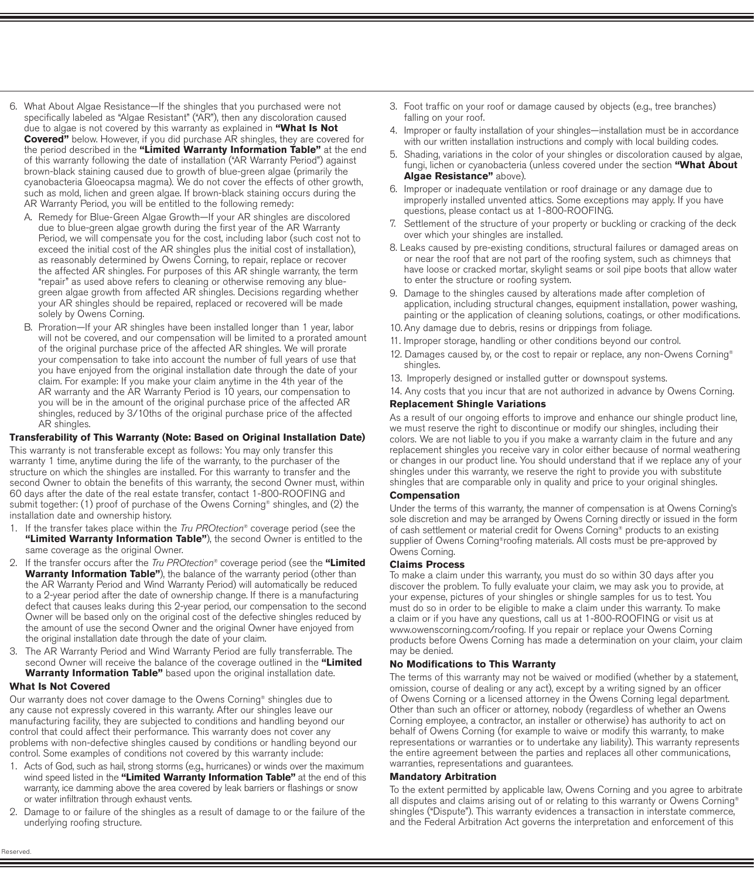6. What About Algae Resistance—If the shingles that you purchased were not specifically labeled as "Algae Resistant" ("AR"), then any discoloration caused due to algae is not covered by this warranty as explained in **"What Is Not Covered"** below. However, if you did purchase AR shingles, they are covered for the period described in the **"Limited Warranty Information Table"** at the end of this warranty following the date of installation ("AR Warranty Period") against brown-black staining caused due to growth of blue-green algae (primarily the cyanobacteria Gloeocapsa magma). We do not cover the effects of other growth, such as mold, lichen and green algae. If brown-black staining occurs during the AR Warranty Period, you will be entitled to the following remedy:
   A. Remedy for Blue-Green Algae Growth—If your AR shingles are discolored due to blue-green algae growth during the first year of the AR Warranty Period, we will compensate you for the cost, including labor (such cost not to exceed the initial cost of the AR shingles plus the initial cost of installation), as reasonably determined by Owens Corning, to repair, replace or recover the affected AR shingles. For purposes of this AR shingle warranty, the term "repair" as used above refers to cleaning or otherwise removing any blue-green algae growth from affected AR shingles. Decisions regarding whether your AR shingles should be repaired, replaced or recovered will be made solely by Owens Corning.
   B. Proration—If your AR shingles have been installed longer than 1 year, labor will not be covered, and our compensation will be limited to a prorated amount of the original purchase price of the affected AR shingles. We will prorate your compensation to take into account the number of full years of use that you have enjoyed from the original installation date through the date of your claim. For example: If you make your claim anytime in the 4th year of the AR warranty and the AR Warranty Period is 10 years, our compensation to you will be in the amount of the original purchase price of the affected AR shingles, reduced by 3/10ths of the original purchase price of the affected AR shingles.

**Transferability of This Warranty (Note: Based on Original Installation Date)**

This warranty is not transferable except as follows: You may only transfer this warranty 1 time, anytime during the life of the warranty, to the purchaser of the structure on which the shingles are installed. For this warranty to transfer and the second Owner to obtain the benefits of this warranty, the second Owner must, within 60 days after the date of the real estate transfer, contact 1-800-ROOFING and submit together: (1) proof of purchase of the Owens Corning® shingles, and (2) the installation date and ownership history.

1. If the transfer takes place within the *Tru PROtection®* coverage period (see the **"Limited Warranty Information Table"**), the second Owner is entitled to the same coverage as the original Owner.
2. If the transfer occurs after the *Tru PROtection®* coverage period (see the **"Limited Warranty Information Table"**), the balance of the warranty period (other than the AR Warranty Period and Wind Warranty Period) will automatically be reduced to a 2-year period after the date of ownership change. If there is a manufacturing defect that causes leaks during this 2-year period, our compensation to the second Owner will be based only on the original cost of the defective shingles reduced by the amount of use the second Owner and the original Owner have enjoyed from the original installation date through the date of your claim.
3. The AR Warranty Period and Wind Warranty Period are fully transferrable. The second Owner will receive the balance of the coverage outlined in the **"Limited Warranty Information Table"** based upon the original installation date.

**What Is Not Covered**

Our warranty does not cover damage to the Owens Corning® shingles due to any cause not expressly covered in this warranty. After our shingles leave our manufacturing facility, they are subjected to conditions and handling beyond our control that could affect their performance. This warranty does not cover any problems with non-defective shingles caused by conditions or handling beyond our control. Some examples of conditions not covered by this warranty include:

1. Acts of God, such as hail, strong storms (e.g., hurricanes) or winds over the maximum wind speed listed in the **"Limited Warranty Information Table"** at the end of this warranty, ice damming above the area covered by leak barriers or flashings or snow or water infiltration through exhaust vents.
2. Damage to or failure of the shingles as a result of damage to or the failure of the underlying roofing structure.
3. Foot traffic on your roof or damage caused by objects (e.g., tree branches) falling on your roof.
4. Improper or faulty installation of your shingles—installation must be in accordance with our written installation instructions and comply with local building codes.
5. Shading, variations in the color of your shingles or discoloration caused by algae, fungi, lichen or cyanobacteria (unless covered under the section **"What About Algae Resistance"** above).
6. Improper or inadequate ventilation or roof drainage or any damage due to improperly installed unvented attics. Some exceptions may apply. If you have questions, please contact us at 1-800-ROOFING.
7. Settlement of the structure of your property or buckling or cracking of the deck over which your shingles are installed.
8. Leaks caused by pre-existing conditions, structural failures or damaged areas on or near the roof that are not part of the roofing system, such as chimneys that have loose or cracked mortar, skylight seams or soil pipe boots that allow water to enter the structure or roofing system.
9. Damage to the shingles caused by alterations made after completion of application, including structural changes, equipment installation, power washing, painting or the application of cleaning solutions, coatings, or other modifications.
10. Any damage due to debris, resins or drippings from foliage.
11. Improper storage, handling or other conditions beyond our control.
12. Damages caused by, or the cost to repair or replace, any non-Owens Corning® shingles.
13. Improperly designed or installed gutter or downspout systems.
14. Any costs that you incur that are not authorized in advance by Owens Corning.

**Replacement Shingle Variations**

As a result of our ongoing efforts to improve and enhance our shingle product line, we must reserve the right to discontinue or modify our shingles, including their colors. We are not liable to you if you make a warranty claim in the future and any replacement shingles you receive vary in color either because of normal weathering or changes in our product line. You should understand that if we replace any of your shingles under this warranty, we reserve the right to provide you with substitute shingles that are comparable only in quality and price to your original shingles.

**Compensation**

Under the terms of this warranty, the manner of compensation is at Owens Corning's sole discretion and may be arranged by Owens Corning directly or issued in the form of cash settlement or material credit for Owens Corning® products to an existing supplier of Owens Corning® roofing materials. All costs must be pre-approved by Owens Corning.

**Claims Process**

To make a claim under this warranty, you must do so within 30 days after you discover the problem. To fully evaluate your claim, we may ask you to provide, at your expense, pictures of your shingles or shingle samples for us to test. You must do so in order to be eligible to make a claim under this warranty. To make a claim or if you have any questions, call us at 1-800-ROOFING or visit us at www.owenscorning.com/roofing. If you repair or replace your Owens Corning products before Owens Corning has made a determination on your claim, your claim may be denied.

**No Modifications to This Warranty**

The terms of this warranty may not be waived or modified (whether by a statement, omission, course of dealing or any act), except by a writing signed by an officer of Owens Corning or a licensed attorney in the Owens Corning legal department. Other than such an officer or attorney, nobody (regardless of whether an Owens Corning employee, a contractor, an installer or otherwise) has authority to act on behalf of Owens Corning (for example to waive or modify this warranty, to make representations or warranties or to undertake any liability). This warranty represents the entire agreement between the parties and replaces all other communications, warranties, representations and guarantees.

**Mandatory Arbitration**

To the extent permitted by applicable law, Owens Corning and you agree to arbitrate all disputes and claims arising out of or relating to this warranty or Owens Corning® shingles ("Dispute"). This warranty evidences a transaction in interstate commerce, and the Federal Arbitration Act governs the interpretation and enforcement of this